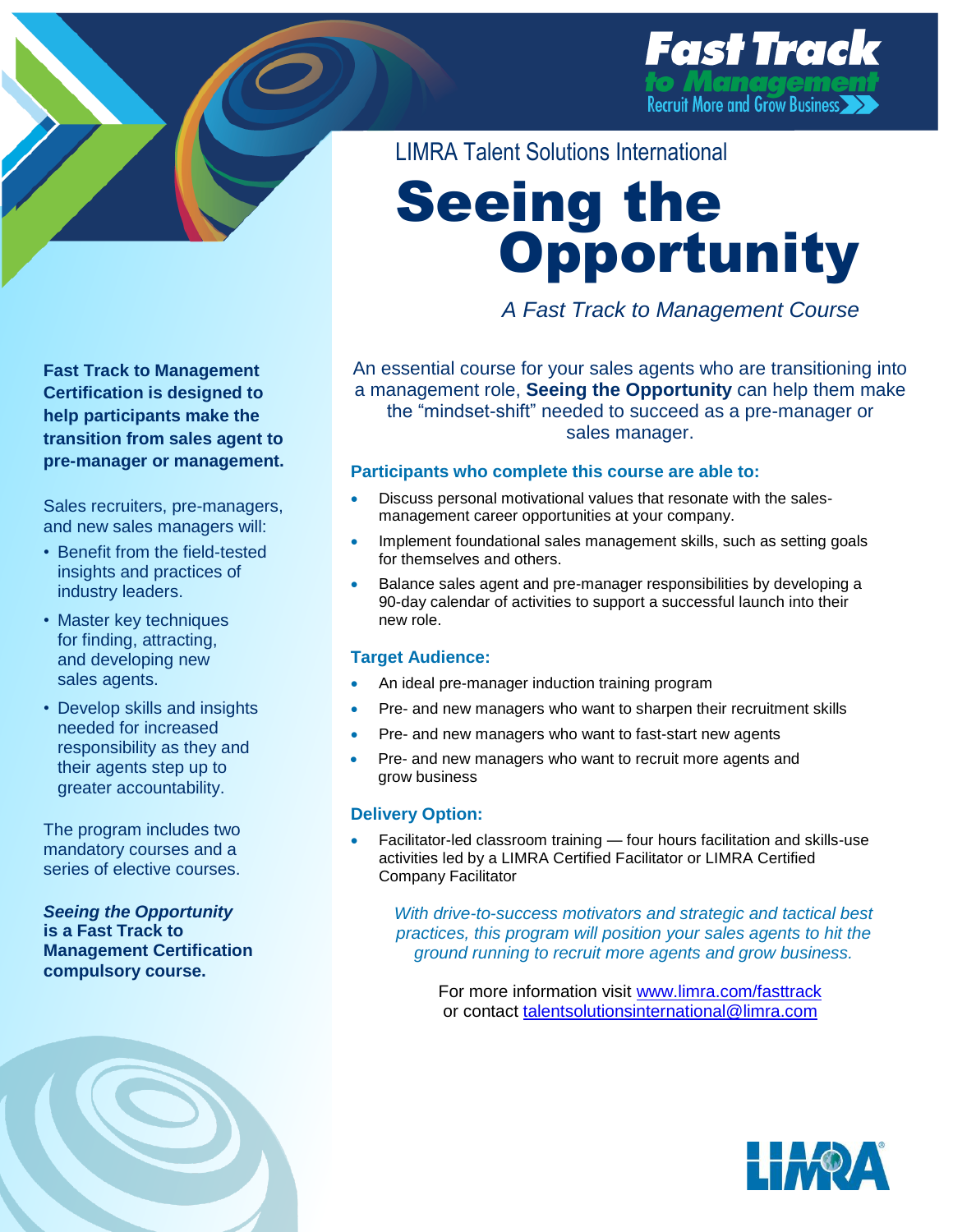**Fast Track to Management**
Recruit More and Grow Business

LIMRA Talent Solutions International

# Seeing the Opportunity

*A Fast Track to Management Course*

An essential course for your sales agents who are transitioning into a management role, **Seeing the Opportunity** can help them make the "mindset-shift" needed to succeed as a pre-manager or sales manager.

### Participants who complete this course are able to:

- Discuss personal motivational values that resonate with the sales-management career opportunities at your company.
- Implement foundational sales management skills, such as setting goals for themselves and others.
- Balance sales agent and pre-manager responsibilities by developing a 90-day calendar of activities to support a successful launch into their new role.

### Target Audience:

- An ideal pre-manager induction training program
- Pre- and new managers who want to sharpen their recruitment skills
- Pre- and new managers who want to fast-start new agents
- Pre- and new managers who want to recruit more agents and grow business

### Delivery Option:

- Facilitator-led classroom training — four hours facilitation and skills-use activities led by a LIMRA Certified Facilitator or LIMRA Certified Company Facilitator

*With drive-to-success motivators and strategic and tactical best practices, this program will position your sales agents to hit the ground running to recruit more agents and grow business.*

For more information visit www.limra.com/fasttrack or contact talentsolutionsinternational@limra.com

**Fast Track to Management Certification is designed to help participants make the transition from sales agent to pre-manager or management.**

Sales recruiters, pre-managers, and new sales managers will:

- Benefit from the field-tested insights and practices of industry leaders.
- Master key techniques for finding, attracting, and developing new sales agents.
- Develop skills and insights needed for increased responsibility as they and their agents step up to greater accountability.

The program includes two mandatory courses and a series of elective courses.

***Seeing the Opportunity* is a Fast Track to Management Certification compulsory course.**

LIMRA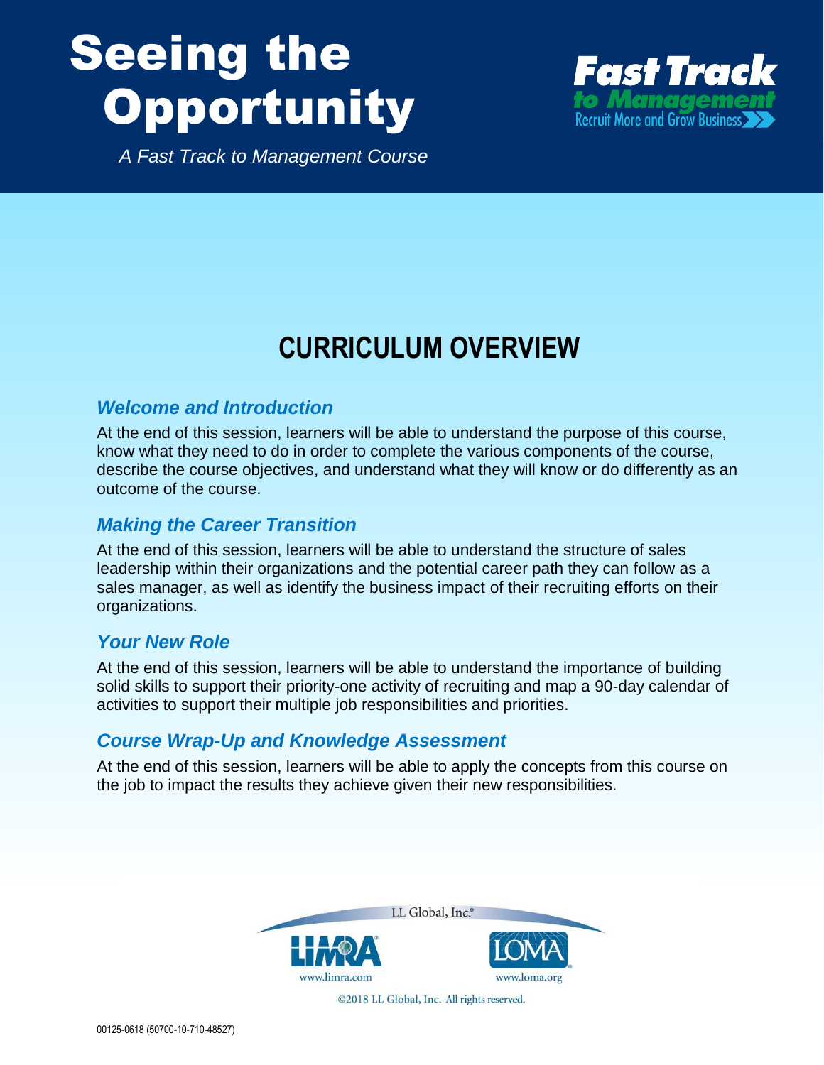# Seeing the Opportunity

*A Fast Track to Management Course*

**Fast Track to Management**
Recruit More and Grow Business

## CURRICULUM OVERVIEW

### *Welcome and Introduction*

At the end of this session, learners will be able to understand the purpose of this course, know what they need to do in order to complete the various components of the course, describe the course objectives, and understand what they will know or do differently as an outcome of the course.

### *Making the Career Transition*

At the end of this session, learners will be able to understand the structure of sales leadership within their organizations and the potential career path they can follow as a sales manager, as well as identify the business impact of their recruiting efforts on their organizations.

### *Your New Role*

At the end of this session, learners will be able to understand the importance of building solid skills to support their priority-one activity of recruiting and map a 90-day calendar of activities to support their multiple job responsibilities and priorities.

### *Course Wrap-Up and Knowledge Assessment*

At the end of this session, learners will be able to apply the concepts from this course on the job to impact the results they achieve given their new responsibilities.

LL Global, Inc.®

LIMRA www.limra.com

LOMA www.loma.org

©2018 LL Global, Inc. All rights reserved.

00125-0618 (50700-10-710-48527)